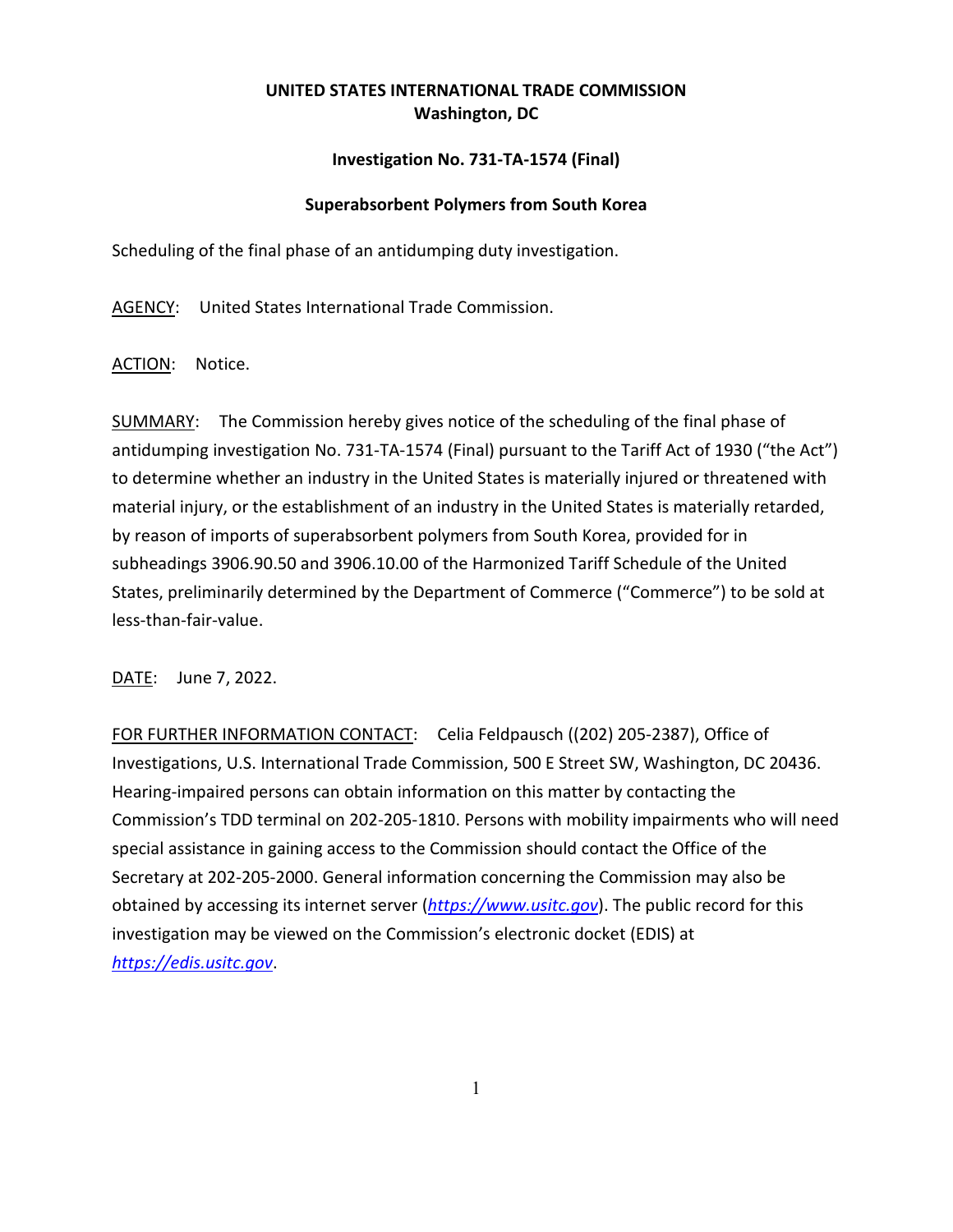**UNITED STATES INTERNATIONAL TRADE COMMISSION**
**Washington, DC**

**Investigation No. 731-TA-1574 (Final)**

**Superabsorbent Polymers from South Korea**

Scheduling of the final phase of an antidumping duty investigation.

AGENCY: United States International Trade Commission.

ACTION: Notice.

SUMMARY: The Commission hereby gives notice of the scheduling of the final phase of antidumping investigation No. 731-TA-1574 (Final) pursuant to the Tariff Act of 1930 ("the Act") to determine whether an industry in the United States is materially injured or threatened with material injury, or the establishment of an industry in the United States is materially retarded, by reason of imports of superabsorbent polymers from South Korea, provided for in subheadings 3906.90.50 and 3906.10.00 of the Harmonized Tariff Schedule of the United States, preliminarily determined by the Department of Commerce ("Commerce") to be sold at less-than-fair-value.

DATE: June 7, 2022.

FOR FURTHER INFORMATION CONTACT: Celia Feldpausch ((202) 205-2387), Office of Investigations, U.S. International Trade Commission, 500 E Street SW, Washington, DC 20436. Hearing-impaired persons can obtain information on this matter by contacting the Commission's TDD terminal on 202-205-1810. Persons with mobility impairments who will need special assistance in gaining access to the Commission should contact the Office of the Secretary at 202-205-2000. General information concerning the Commission may also be obtained by accessing its internet server (*https://www.usitc.gov*). The public record for this investigation may be viewed on the Commission's electronic docket (EDIS) at *https://edis.usitc.gov*.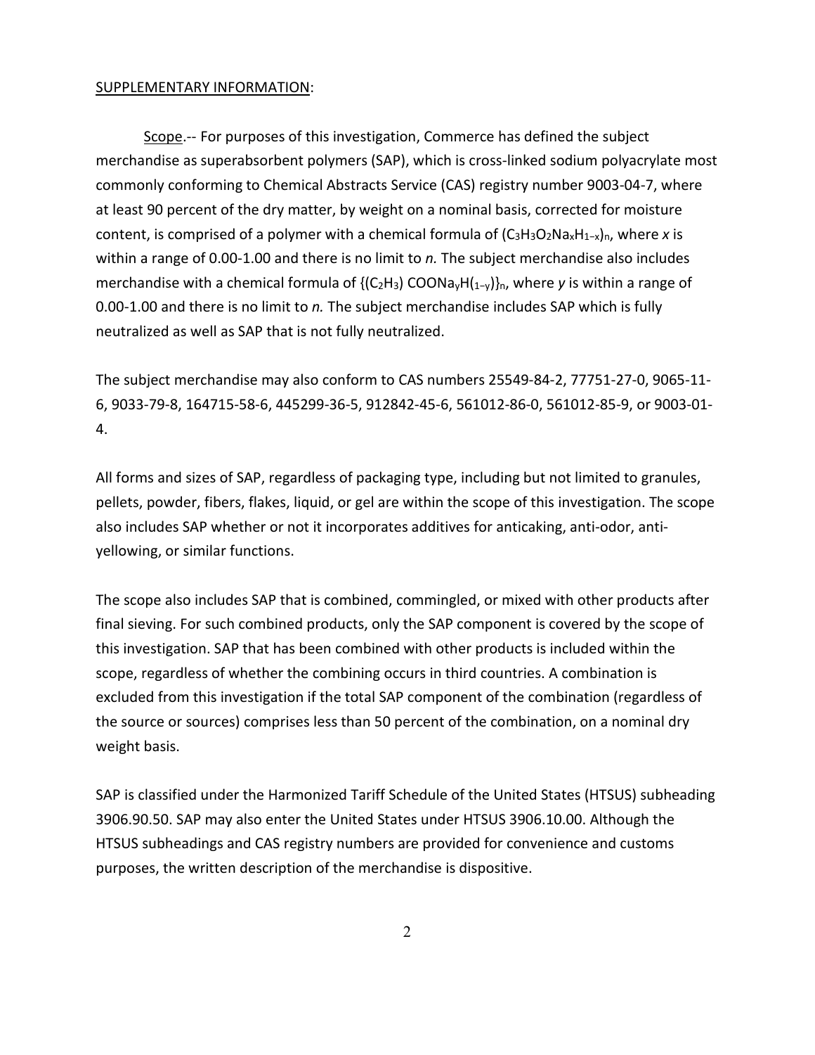SUPPLEMENTARY INFORMATION:

Scope.-- For purposes of this investigation, Commerce has defined the subject merchandise as superabsorbent polymers (SAP), which is cross-linked sodium polyacrylate most commonly conforming to Chemical Abstracts Service (CAS) registry number 9003-04-7, where at least 90 percent of the dry matter, by weight on a nominal basis, corrected for moisture content, is comprised of a polymer with a chemical formula of $(C_3H_3O_2Na_xH_{1-x})_n$, where *x* is within a range of 0.00-1.00 and there is no limit to *n.* The subject merchandise also includes merchandise with a chemical formula of $\{(C_2H_3)\ COONa_yH_{(1-y)}\}_n$, where *y* is within a range of 0.00-1.00 and there is no limit to *n.* The subject merchandise includes SAP which is fully neutralized as well as SAP that is not fully neutralized.

The subject merchandise may also conform to CAS numbers 25549-84-2, 77751-27-0, 9065-11-6, 9033-79-8, 164715-58-6, 445299-36-5, 912842-45-6, 561012-86-0, 561012-85-9, or 9003-01-4.

All forms and sizes of SAP, regardless of packaging type, including but not limited to granules, pellets, powder, fibers, flakes, liquid, or gel are within the scope of this investigation. The scope also includes SAP whether or not it incorporates additives for anticaking, anti-odor, anti-yellowing, or similar functions.

The scope also includes SAP that is combined, commingled, or mixed with other products after final sieving. For such combined products, only the SAP component is covered by the scope of this investigation. SAP that has been combined with other products is included within the scope, regardless of whether the combining occurs in third countries. A combination is excluded from this investigation if the total SAP component of the combination (regardless of the source or sources) comprises less than 50 percent of the combination, on a nominal dry weight basis.

SAP is classified under the Harmonized Tariff Schedule of the United States (HTSUS) subheading 3906.90.50. SAP may also enter the United States under HTSUS 3906.10.00. Although the HTSUS subheadings and CAS registry numbers are provided for convenience and customs purposes, the written description of the merchandise is dispositive.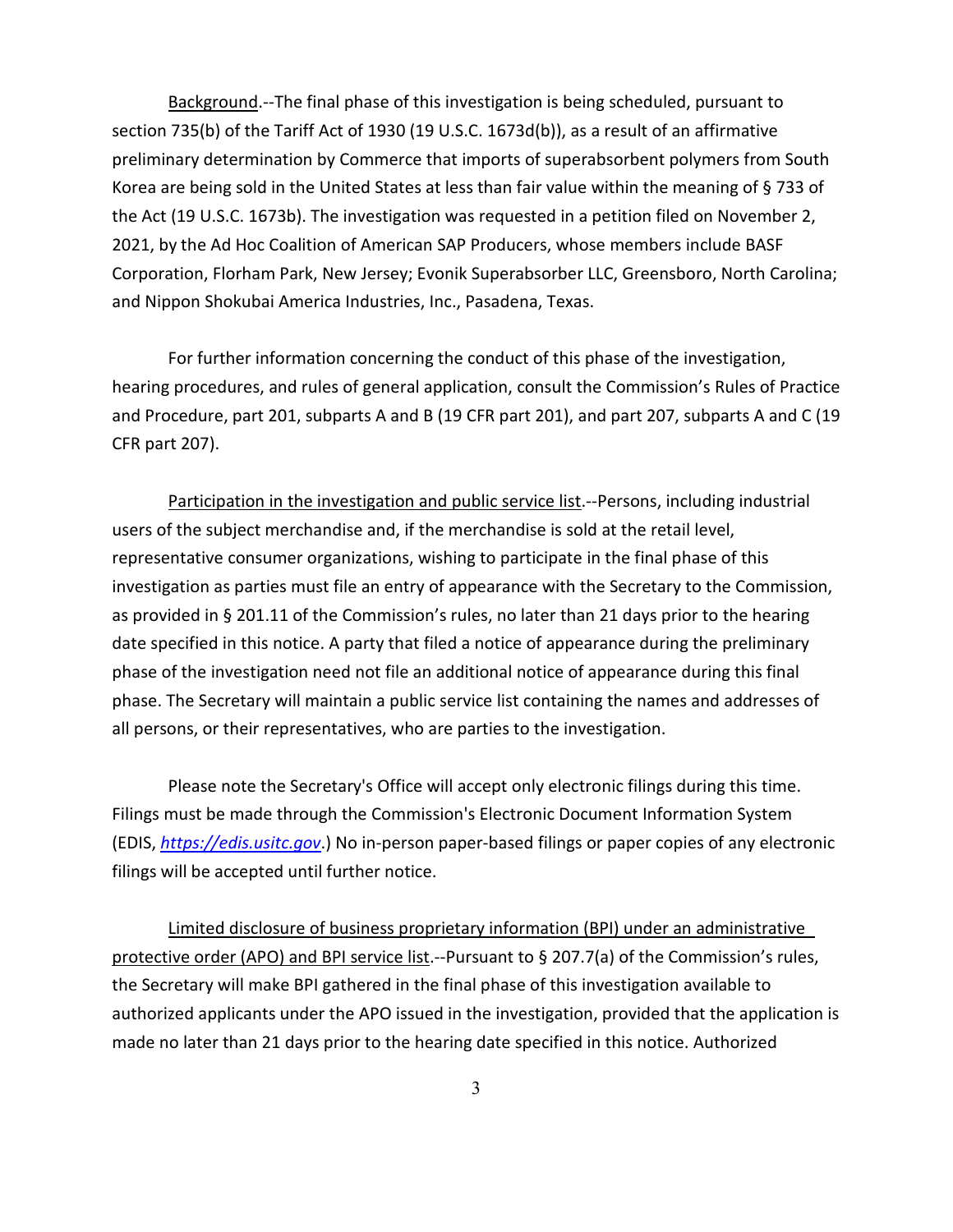Background.--The final phase of this investigation is being scheduled, pursuant to section 735(b) of the Tariff Act of 1930 (19 U.S.C. 1673d(b)), as a result of an affirmative preliminary determination by Commerce that imports of superabsorbent polymers from South Korea are being sold in the United States at less than fair value within the meaning of § 733 of the Act (19 U.S.C. 1673b). The investigation was requested in a petition filed on November 2, 2021, by the Ad Hoc Coalition of American SAP Producers, whose members include BASF Corporation, Florham Park, New Jersey; Evonik Superabsorber LLC, Greensboro, North Carolina; and Nippon Shokubai America Industries, Inc., Pasadena, Texas.

For further information concerning the conduct of this phase of the investigation, hearing procedures, and rules of general application, consult the Commission's Rules of Practice and Procedure, part 201, subparts A and B (19 CFR part 201), and part 207, subparts A and C (19 CFR part 207).

Participation in the investigation and public service list.--Persons, including industrial users of the subject merchandise and, if the merchandise is sold at the retail level, representative consumer organizations, wishing to participate in the final phase of this investigation as parties must file an entry of appearance with the Secretary to the Commission, as provided in § 201.11 of the Commission's rules, no later than 21 days prior to the hearing date specified in this notice. A party that filed a notice of appearance during the preliminary phase of the investigation need not file an additional notice of appearance during this final phase. The Secretary will maintain a public service list containing the names and addresses of all persons, or their representatives, who are parties to the investigation.

Please note the Secretary's Office will accept only electronic filings during this time. Filings must be made through the Commission's Electronic Document Information System (EDIS, *https://edis.usitc.gov*.) No in-person paper-based filings or paper copies of any electronic filings will be accepted until further notice.

Limited disclosure of business proprietary information (BPI) under an administrative protective order (APO) and BPI service list.--Pursuant to § 207.7(a) of the Commission's rules, the Secretary will make BPI gathered in the final phase of this investigation available to authorized applicants under the APO issued in the investigation, provided that the application is made no later than 21 days prior to the hearing date specified in this notice. Authorized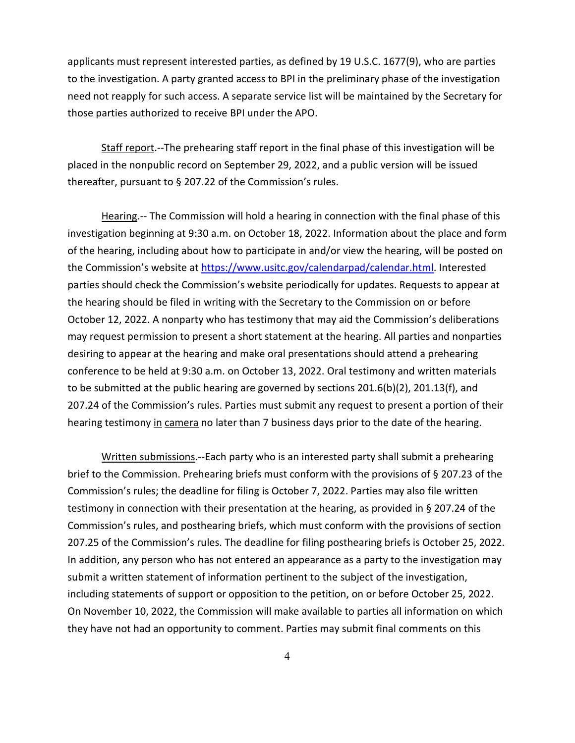applicants must represent interested parties, as defined by 19 U.S.C. 1677(9), who are parties to the investigation. A party granted access to BPI in the preliminary phase of the investigation need not reapply for such access. A separate service list will be maintained by the Secretary for those parties authorized to receive BPI under the APO.

Staff report.--The prehearing staff report in the final phase of this investigation will be placed in the nonpublic record on September 29, 2022, and a public version will be issued thereafter, pursuant to § 207.22 of the Commission's rules.

Hearing.-- The Commission will hold a hearing in connection with the final phase of this investigation beginning at 9:30 a.m. on October 18, 2022. Information about the place and form of the hearing, including about how to participate in and/or view the hearing, will be posted on the Commission's website at https://www.usitc.gov/calendarpad/calendar.html. Interested parties should check the Commission's website periodically for updates. Requests to appear at the hearing should be filed in writing with the Secretary to the Commission on or before October 12, 2022. A nonparty who has testimony that may aid the Commission's deliberations may request permission to present a short statement at the hearing. All parties and nonparties desiring to appear at the hearing and make oral presentations should attend a prehearing conference to be held at 9:30 a.m. on October 13, 2022. Oral testimony and written materials to be submitted at the public hearing are governed by sections 201.6(b)(2), 201.13(f), and 207.24 of the Commission's rules. Parties must submit any request to present a portion of their hearing testimony in camera no later than 7 business days prior to the date of the hearing.

Written submissions.--Each party who is an interested party shall submit a prehearing brief to the Commission. Prehearing briefs must conform with the provisions of § 207.23 of the Commission's rules; the deadline for filing is October 7, 2022. Parties may also file written testimony in connection with their presentation at the hearing, as provided in § 207.24 of the Commission's rules, and posthearing briefs, which must conform with the provisions of section 207.25 of the Commission's rules. The deadline for filing posthearing briefs is October 25, 2022. In addition, any person who has not entered an appearance as a party to the investigation may submit a written statement of information pertinent to the subject of the investigation, including statements of support or opposition to the petition, on or before October 25, 2022. On November 10, 2022, the Commission will make available to parties all information on which they have not had an opportunity to comment. Parties may submit final comments on this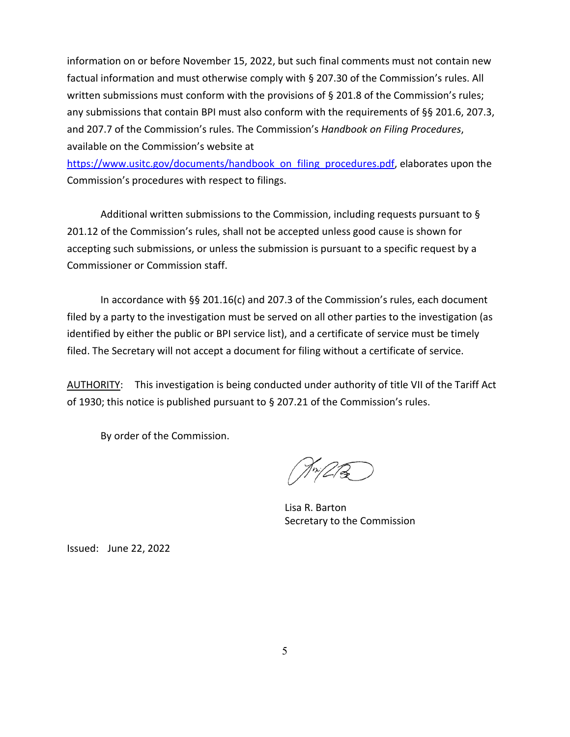information on or before November 15, 2022, but such final comments must not contain new factual information and must otherwise comply with § 207.30 of the Commission's rules. All written submissions must conform with the provisions of § 201.8 of the Commission's rules; any submissions that contain BPI must also conform with the requirements of §§ 201.6, 207.3, and 207.7 of the Commission's rules. The Commission's *Handbook on Filing Procedures*, available on the Commission's website at https://www.usitc.gov/documents/handbook_on_filing_procedures.pdf, elaborates upon the Commission's procedures with respect to filings.

Additional written submissions to the Commission, including requests pursuant to § 201.12 of the Commission's rules, shall not be accepted unless good cause is shown for accepting such submissions, or unless the submission is pursuant to a specific request by a Commissioner or Commission staff.

In accordance with §§ 201.16(c) and 207.3 of the Commission's rules, each document filed by a party to the investigation must be served on all other parties to the investigation (as identified by either the public or BPI service list), and a certificate of service must be timely filed. The Secretary will not accept a document for filing without a certificate of service.

AUTHORITY: This investigation is being conducted under authority of title VII of the Tariff Act of 1930; this notice is published pursuant to § 207.21 of the Commission's rules.

By order of the Commission.

Lisa R. Barton
Secretary to the Commission

Issued: June 22, 2022